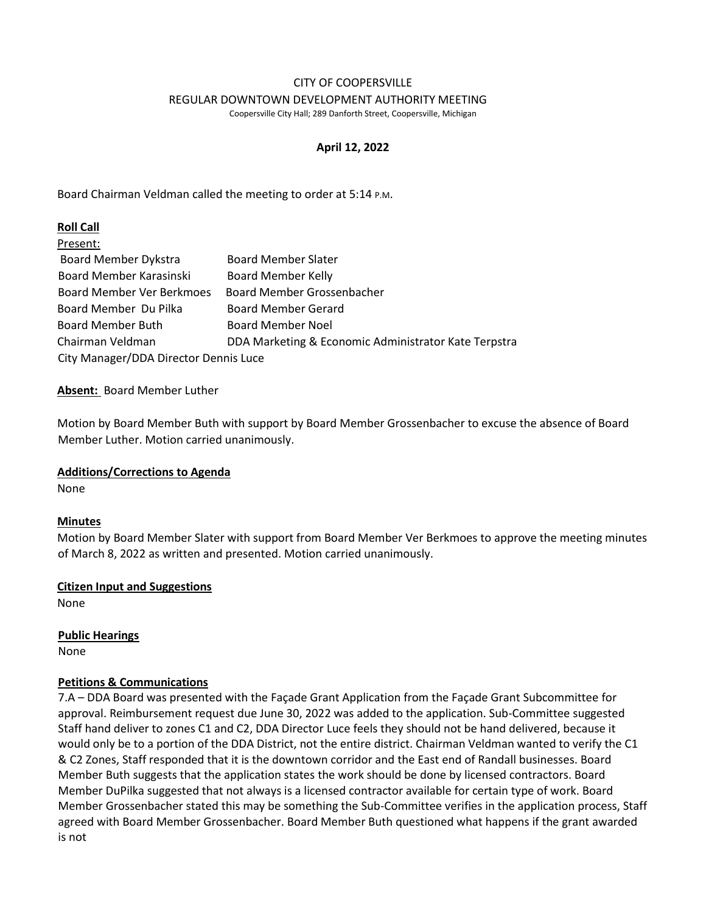# CITY OF COOPERSVILLE

## REGULAR DOWNTOWN DEVELOPMENT AUTHORITY MEETING

Coopersville City Hall; 289 Danforth Street, Coopersville, Michigan

**April 12, 2022**

Board Chairman Veldman called the meeting to order at 5:14 P.M.

**Roll Call**

Present:

| | |
|---|---|
| Board Member Dykstra | Board Member Slater |
| Board Member Karasinski | Board Member Kelly |
| Board Member Ver Berkmoes | Board Member Grossenbacher |
| Board Member Du Pilka | Board Member Gerard |
| Board Member Buth | Board Member Noel |
| Chairman Veldman | DDA Marketing & Economic Administrator Kate Terpstra |
| City Manager/DDA Director Dennis Luce | |

**Absent:** Board Member Luther

Motion by Board Member Buth with support by Board Member Grossenbacher to excuse the absence of Board Member Luther. Motion carried unanimously.

**Additions/Corrections to Agenda**

None

**Minutes**

Motion by Board Member Slater with support from Board Member Ver Berkmoes to approve the meeting minutes of March 8, 2022 as written and presented. Motion carried unanimously.

**Citizen Input and Suggestions**

None

**Public Hearings**

None

**Petitions & Communications**

7.A – DDA Board was presented with the Façade Grant Application from the Façade Grant Subcommittee for approval. Reimbursement request due June 30, 2022 was added to the application. Sub-Committee suggested Staff hand deliver to zones C1 and C2, DDA Director Luce feels they should not be hand delivered, because it would only be to a portion of the DDA District, not the entire district. Chairman Veldman wanted to verify the C1 & C2 Zones, Staff responded that it is the downtown corridor and the East end of Randall businesses. Board Member Buth suggests that the application states the work should be done by licensed contractors. Board Member DuPilka suggested that not always is a licensed contractor available for certain type of work. Board Member Grossenbacher stated this may be something the Sub-Committee verifies in the application process, Staff agreed with Board Member Grossenbacher. Board Member Buth questioned what happens if the grant awarded is not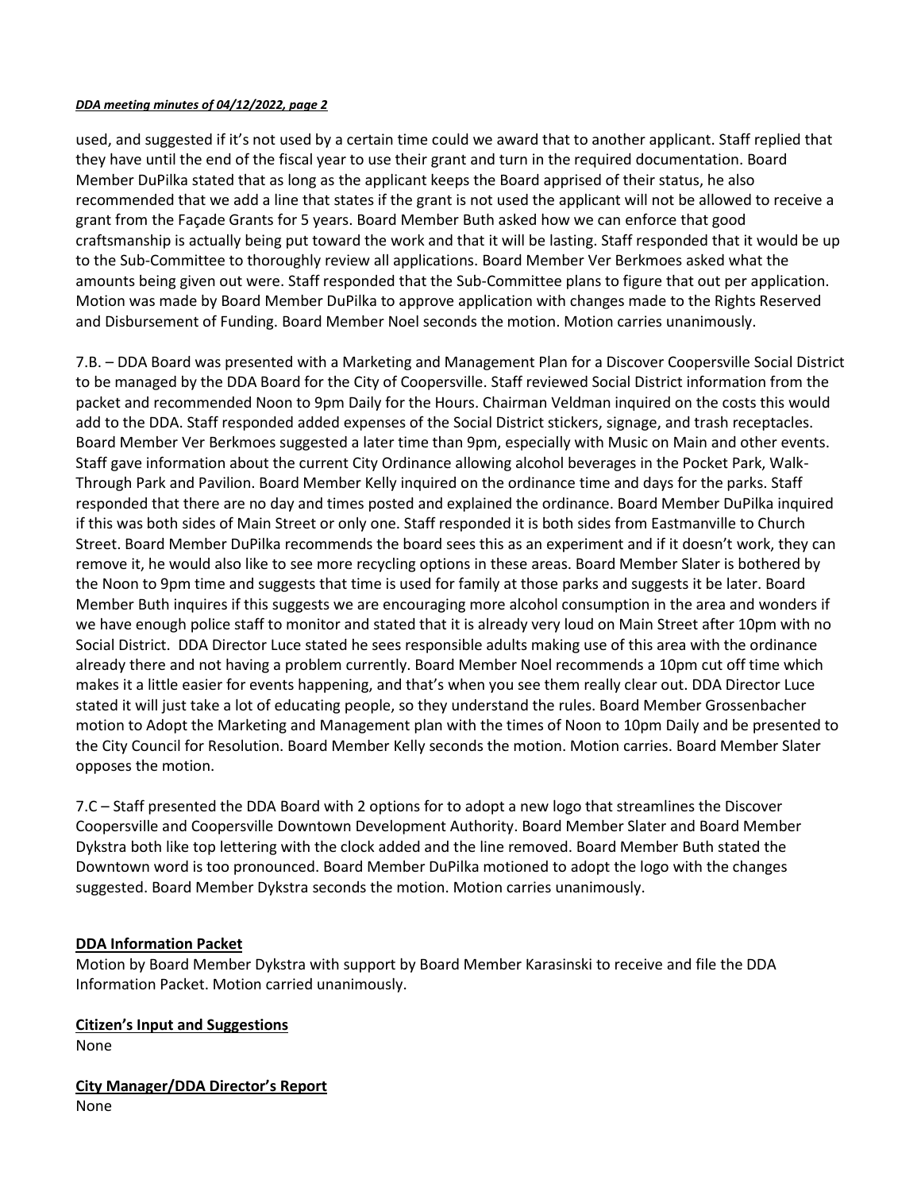used, and suggested if it's not used by a certain time could we award that to another applicant. Staff replied that they have until the end of the fiscal year to use their grant and turn in the required documentation. Board Member DuPilka stated that as long as the applicant keeps the Board apprised of their status, he also recommended that we add a line that states if the grant is not used the applicant will not be allowed to receive a grant from the Façade Grants for 5 years. Board Member Buth asked how we can enforce that good craftsmanship is actually being put toward the work and that it will be lasting. Staff responded that it would be up to the Sub-Committee to thoroughly review all applications. Board Member Ver Berkmoes asked what the amounts being given out were. Staff responded that the Sub-Committee plans to figure that out per application. Motion was made by Board Member DuPilka to approve application with changes made to the Rights Reserved and Disbursement of Funding. Board Member Noel seconds the motion. Motion carries unanimously.

7.B. – DDA Board was presented with a Marketing and Management Plan for a Discover Coopersville Social District to be managed by the DDA Board for the City of Coopersville. Staff reviewed Social District information from the packet and recommended Noon to 9pm Daily for the Hours. Chairman Veldman inquired on the costs this would add to the DDA. Staff responded added expenses of the Social District stickers, signage, and trash receptacles. Board Member Ver Berkmoes suggested a later time than 9pm, especially with Music on Main and other events. Staff gave information about the current City Ordinance allowing alcohol beverages in the Pocket Park, Walk-Through Park and Pavilion. Board Member Kelly inquired on the ordinance time and days for the parks. Staff responded that there are no day and times posted and explained the ordinance. Board Member DuPilka inquired if this was both sides of Main Street or only one. Staff responded it is both sides from Eastmanville to Church Street. Board Member DuPilka recommends the board sees this as an experiment and if it doesn't work, they can remove it, he would also like to see more recycling options in these areas. Board Member Slater is bothered by the Noon to 9pm time and suggests that time is used for family at those parks and suggests it be later. Board Member Buth inquires if this suggests we are encouraging more alcohol consumption in the area and wonders if we have enough police staff to monitor and stated that it is already very loud on Main Street after 10pm with no Social District. DDA Director Luce stated he sees responsible adults making use of this area with the ordinance already there and not having a problem currently. Board Member Noel recommends a 10pm cut off time which makes it a little easier for events happening, and that's when you see them really clear out. DDA Director Luce stated it will just take a lot of educating people, so they understand the rules. Board Member Grossenbacher motion to Adopt the Marketing and Management plan with the times of Noon to 10pm Daily and be presented to the City Council for Resolution. Board Member Kelly seconds the motion. Motion carries. Board Member Slater opposes the motion.

7.C – Staff presented the DDA Board with 2 options for to adopt a new logo that streamlines the Discover Coopersville and Coopersville Downtown Development Authority. Board Member Slater and Board Member Dykstra both like top lettering with the clock added and the line removed. Board Member Buth stated the Downtown word is too pronounced. Board Member DuPilka motioned to adopt the logo with the changes suggested. Board Member Dykstra seconds the motion. Motion carries unanimously.

**DDA Information Packet**

Motion by Board Member Dykstra with support by Board Member Karasinski to receive and file the DDA Information Packet. Motion carried unanimously.

**Citizen's Input and Suggestions**

None

**City Manager/DDA Director's Report**

None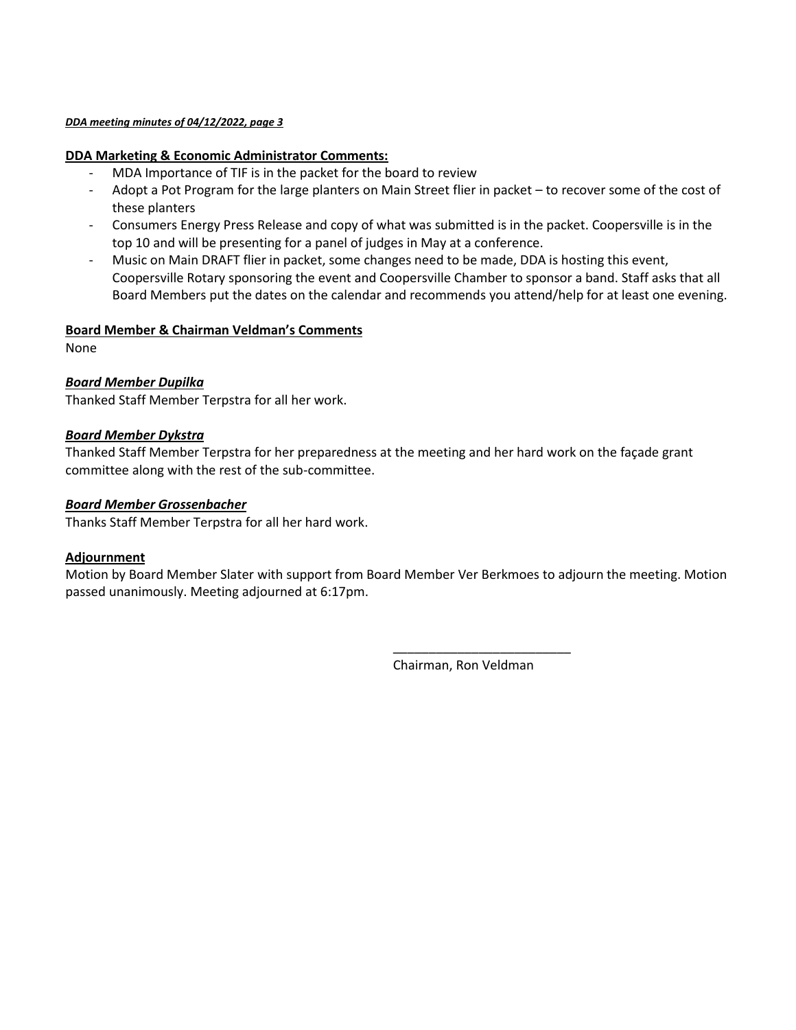**DDA Marketing & Economic Administrator Comments:**

- MDA Importance of TIF is in the packet for the board to review
- Adopt a Pot Program for the large planters on Main Street flier in packet – to recover some of the cost of these planters
- Consumers Energy Press Release and copy of what was submitted is in the packet. Coopersville is in the top 10 and will be presenting for a panel of judges in May at a conference.
- Music on Main DRAFT flier in packet, some changes need to be made, DDA is hosting this event, Coopersville Rotary sponsoring the event and Coopersville Chamber to sponsor a band. Staff asks that all Board Members put the dates on the calendar and recommends you attend/help for at least one evening.

**Board Member & Chairman Veldman's Comments**

None

***Board Member Dupilka***

Thanked Staff Member Terpstra for all her work.

***Board Member Dykstra***

Thanked Staff Member Terpstra for her preparedness at the meeting and her hard work on the façade grant committee along with the rest of the sub-committee.

***Board Member Grossenbacher***

Thanks Staff Member Terpstra for all her hard work.

**Adjournment**

Motion by Board Member Slater with support from Board Member Ver Berkmoes to adjourn the meeting. Motion passed unanimously. Meeting adjourned at 6:17pm.

_________________________

Chairman, Ron Veldman